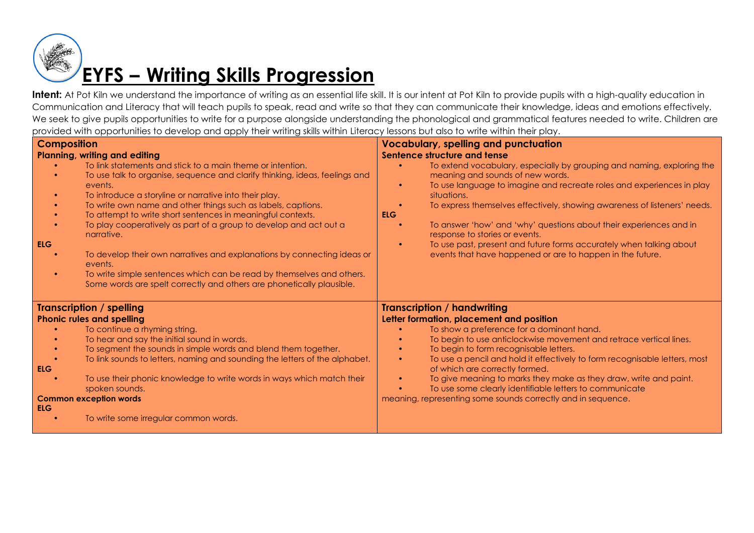# EYFS – Writing Skills Progression

**Intent:** At Pot Kiln we understand the importance of writing as an essential life skill. It is our intent at Pot Kiln to provide pupils with a high-quality education in Communication and Literacy that will teach pupils to speak, read and write so that they can communicate their knowledge, ideas and emotions effectively. We seek to give pupils opportunities to write for a purpose alongside understanding the phonological and grammatical features needed to write. Children are provided with opportunities to develop and apply their writing skills within Literacy lessons but also to write within their play.

## Composition

**Planning, writing and editing**

- To link statements and stick to a main theme or intention.
- To use talk to organise, sequence and clarify thinking, ideas, feelings and events.
- To introduce a storyline or narrative into their play.
- To write own name and other things such as labels, captions.
- To attempt to write short sentences in meaningful contexts.
- To play cooperatively as part of a group to develop and act out a narrative.

**ELG**

- To develop their own narratives and explanations by connecting ideas or events.
- To write simple sentences which can be read by themselves and others. Some words are spelt correctly and others are phonetically plausible.

## Vocabulary, spelling and punctuation

**Sentence structure and tense**

- To extend vocabulary, especially by grouping and naming, exploring the meaning and sounds of new words.
- To use language to imagine and recreate roles and experiences in play situations.
- To express themselves effectively, showing awareness of listeners' needs.

**ELG**

- To answer 'how' and 'why' questions about their experiences and in response to stories or events.
- To use past, present and future forms accurately when talking about events that have happened or are to happen in the future.

## Transcription / spelling

**Phonic rules and spelling**

- To continue a rhyming string.
- To hear and say the initial sound in words.
- To segment the sounds in simple words and blend them together.
- To link sounds to letters, naming and sounding the letters of the alphabet.

**ELG**

- To use their phonic knowledge to write words in ways which match their spoken sounds.

**Common exception words**

**ELG**

- To write some irregular common words.

## Transcription / handwriting

**Letter formation, placement and position**

- To show a preference for a dominant hand.
- To begin to use anticlockwise movement and retrace vertical lines.
- To begin to form recognisable letters.
- To use a pencil and hold it effectively to form recognisable letters, most of which are correctly formed.
- To give meaning to marks they make as they draw, write and paint.
- To use some clearly identifiable letters to communicate meaning, representing some sounds correctly and in sequence.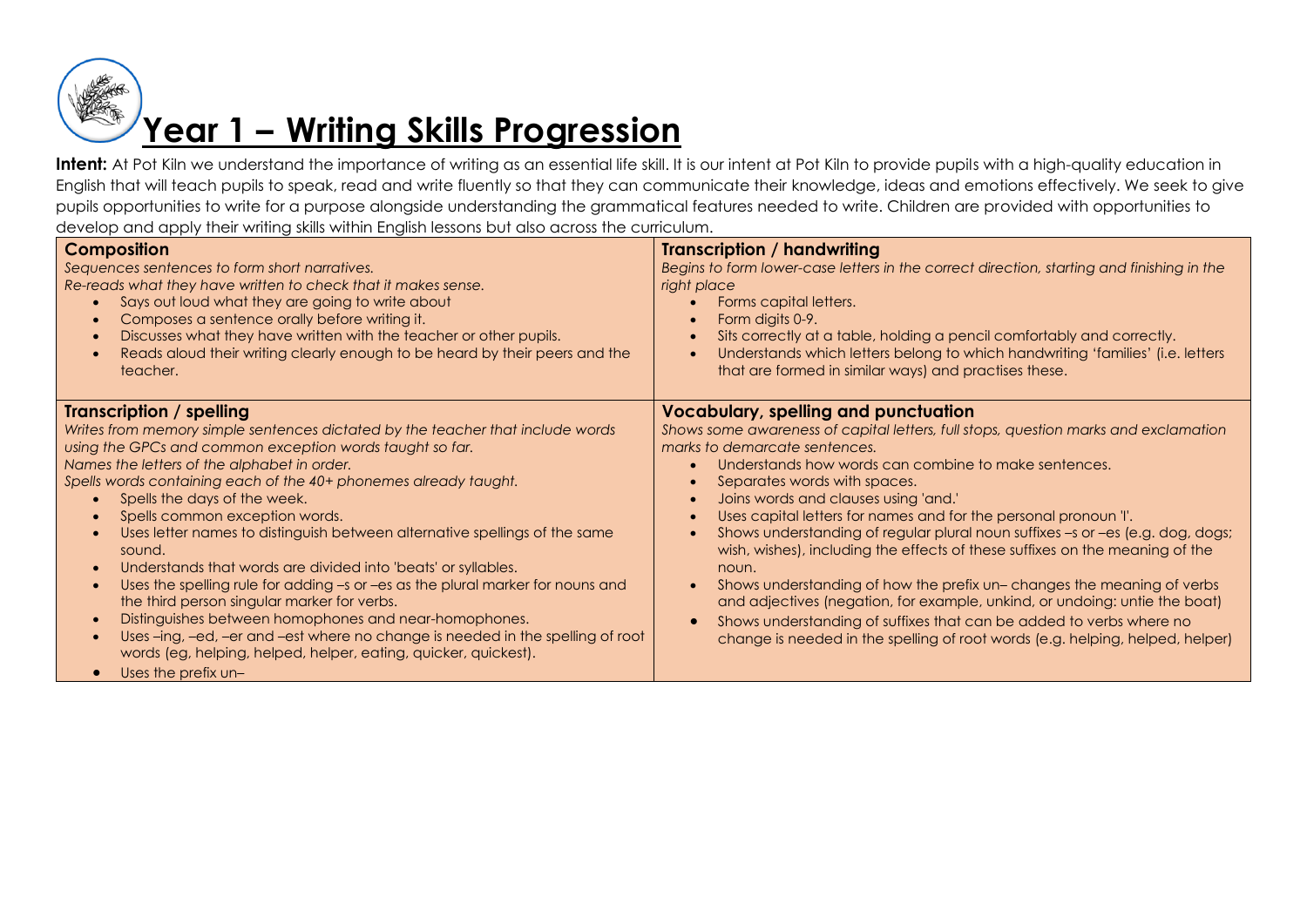# Year 1 – Writing Skills Progression

**Intent:** At Pot Kiln we understand the importance of writing as an essential life skill. It is our intent at Pot Kiln to provide pupils with a high-quality education in English that will teach pupils to speak, read and write fluently so that they can communicate their knowledge, ideas and emotions effectively. We seek to give pupils opportunities to write for a purpose alongside understanding the grammatical features needed to write. Children are provided with opportunities to develop and apply their writing skills within English lessons but also across the curriculum.

### Composition

*Sequences sentences to form short narratives.*
*Re-reads what they have written to check that it makes sense.*

- Says out loud what they are going to write about
- Composes a sentence orally before writing it.
- Discusses what they have written with the teacher or other pupils.
- Reads aloud their writing clearly enough to be heard by their peers and the teacher.

### Transcription / handwriting

*Begins to form lower-case letters in the correct direction, starting and finishing in the right place*

- Forms capital letters.
- Form digits 0-9.
- Sits correctly at a table, holding a pencil comfortably and correctly.
- Understands which letters belong to which handwriting 'families' (i.e. letters that are formed in similar ways) and practises these.

### Transcription / spelling

*Writes from memory simple sentences dictated by the teacher that include words using the GPCs and common exception words taught so far.*
*Names the letters of the alphabet in order.*
*Spells words containing each of the 40+ phonemes already taught.*

- Spells the days of the week.
- Spells common exception words.
- Uses letter names to distinguish between alternative spellings of the same sound.
- Understands that words are divided into 'beats' or syllables.
- Uses the spelling rule for adding –s or –es as the plural marker for nouns and the third person singular marker for verbs.
- Distinguishes between homophones and near-homophones.
- Uses –ing, –ed, –er and –est where no change is needed in the spelling of root words (eg, helping, helped, helper, eating, quicker, quickest).
- Uses the prefix un–

### Vocabulary, spelling and punctuation

*Shows some awareness of capital letters, full stops, question marks and exclamation marks to demarcate sentences.*

- Understands how words can combine to make sentences.
- Separates words with spaces.
- Joins words and clauses using 'and.'
- Uses capital letters for names and for the personal pronoun 'I'.
- Shows understanding of regular plural noun suffixes –s or –es (e.g. dog, dogs; wish, wishes), including the effects of these suffixes on the meaning of the noun.
- Shows understanding of how the prefix un– changes the meaning of verbs and adjectives (negation, for example, unkind, or undoing: untie the boat)
- Shows understanding of suffixes that can be added to verbs where no change is needed in the spelling of root words (e.g. helping, helped, helper)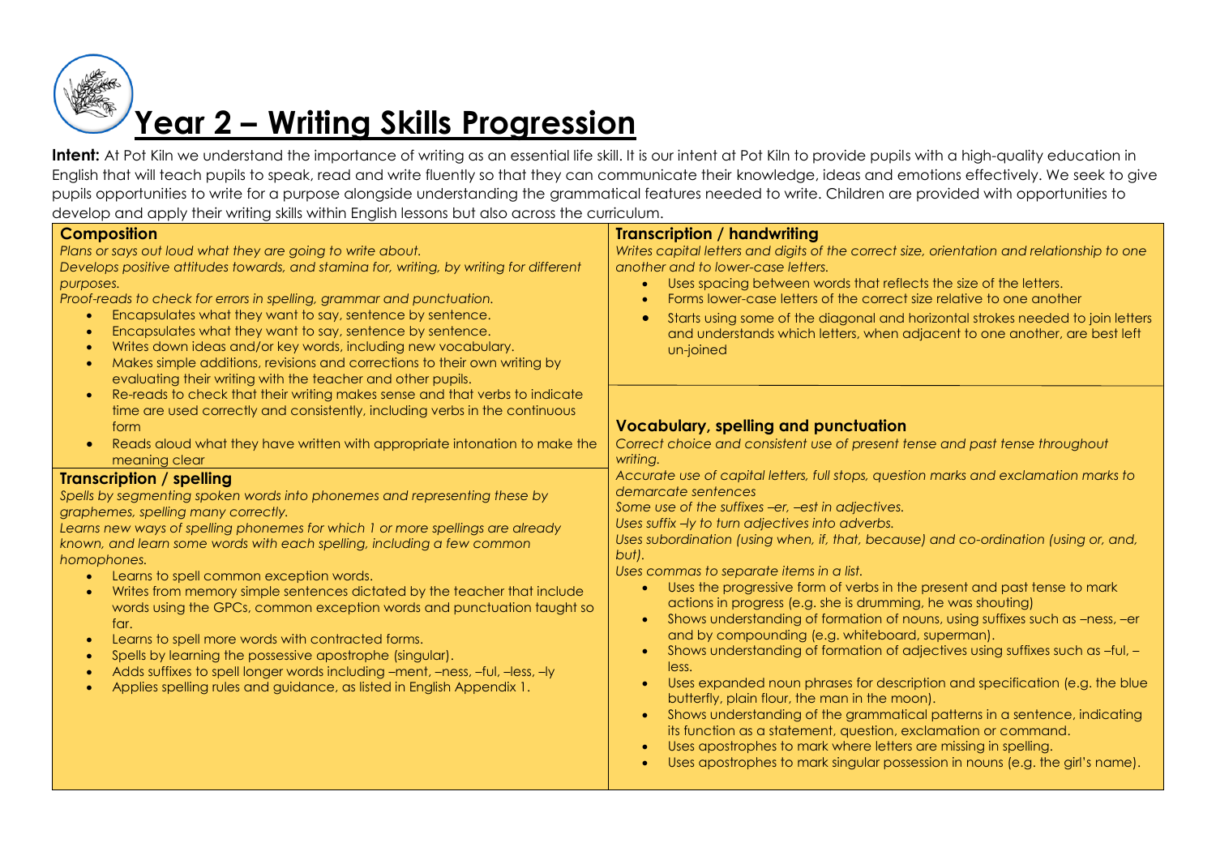# Year 2 – Writing Skills Progression

**Intent:** At Pot Kiln we understand the importance of writing as an essential life skill. It is our intent at Pot Kiln to provide pupils with a high-quality education in English that will teach pupils to speak, read and write fluently so that they can communicate their knowledge, ideas and emotions effectively. We seek to give pupils opportunities to write for a purpose alongside understanding the grammatical features needed to write. Children are provided with opportunities to develop and apply their writing skills within English lessons but also across the curriculum.

### Composition

*Plans or says out loud what they are going to write about.*
*Develops positive attitudes towards, and stamina for, writing, by writing for different purposes.*
*Proof-reads to check for errors in spelling, grammar and punctuation.*

- Encapsulates what they want to say, sentence by sentence.
- Encapsulates what they want to say, sentence by sentence.
- Writes down ideas and/or key words, including new vocabulary.
- Makes simple additions, revisions and corrections to their own writing by evaluating their writing with the teacher and other pupils.
- Re-reads to check that their writing makes sense and that verbs to indicate time are used correctly and consistently, including verbs in the continuous form
- Reads aloud what they have written with appropriate intonation to make the meaning clear

### Transcription / spelling

*Spells by segmenting spoken words into phonemes and representing these by graphemes, spelling many correctly.*
*Learns new ways of spelling phonemes for which 1 or more spellings are already known, and learn some words with each spelling, including a few common homophones.*

- Learns to spell common exception words.
- Writes from memory simple sentences dictated by the teacher that include words using the GPCs, common exception words and punctuation taught so far.
- Learns to spell more words with contracted forms.
- Spells by learning the possessive apostrophe (singular).
- Adds suffixes to spell longer words including –ment, –ness, –ful, –less, –ly
- Applies spelling rules and guidance, as listed in English Appendix 1.

### Transcription / handwriting

*Writes capital letters and digits of the correct size, orientation and relationship to one another and to lower-case letters.*

- Uses spacing between words that reflects the size of the letters.
- Forms lower-case letters of the correct size relative to one another
- Starts using some of the diagonal and horizontal strokes needed to join letters and understands which letters, when adjacent to one another, are best left un-joined

### Vocabulary, spelling and punctuation

*Correct choice and consistent use of present tense and past tense throughout writing.*
*Accurate use of capital letters, full stops, question marks and exclamation marks to demarcate sentences*
*Some use of the suffixes –er, –est in adjectives.*
*Uses suffix –ly to turn adjectives into adverbs.*
*Uses subordination (using when, if, that, because) and co-ordination (using or, and, but).*
*Uses commas to separate items in a list.*

- Uses the progressive form of verbs in the present and past tense to mark actions in progress (e.g. she is drumming, he was shouting)
- Shows understanding of formation of nouns, using suffixes such as –ness, –er and by compounding (e.g. whiteboard, superman).
- Shows understanding of formation of adjectives using suffixes such as –ful, –less.
- Uses expanded noun phrases for description and specification (e.g. the blue butterfly, plain flour, the man in the moon).
- Shows understanding of the grammatical patterns in a sentence, indicating its function as a statement, question, exclamation or command.
- Uses apostrophes to mark where letters are missing in spelling.
- Uses apostrophes to mark singular possession in nouns (e.g. the girl's name).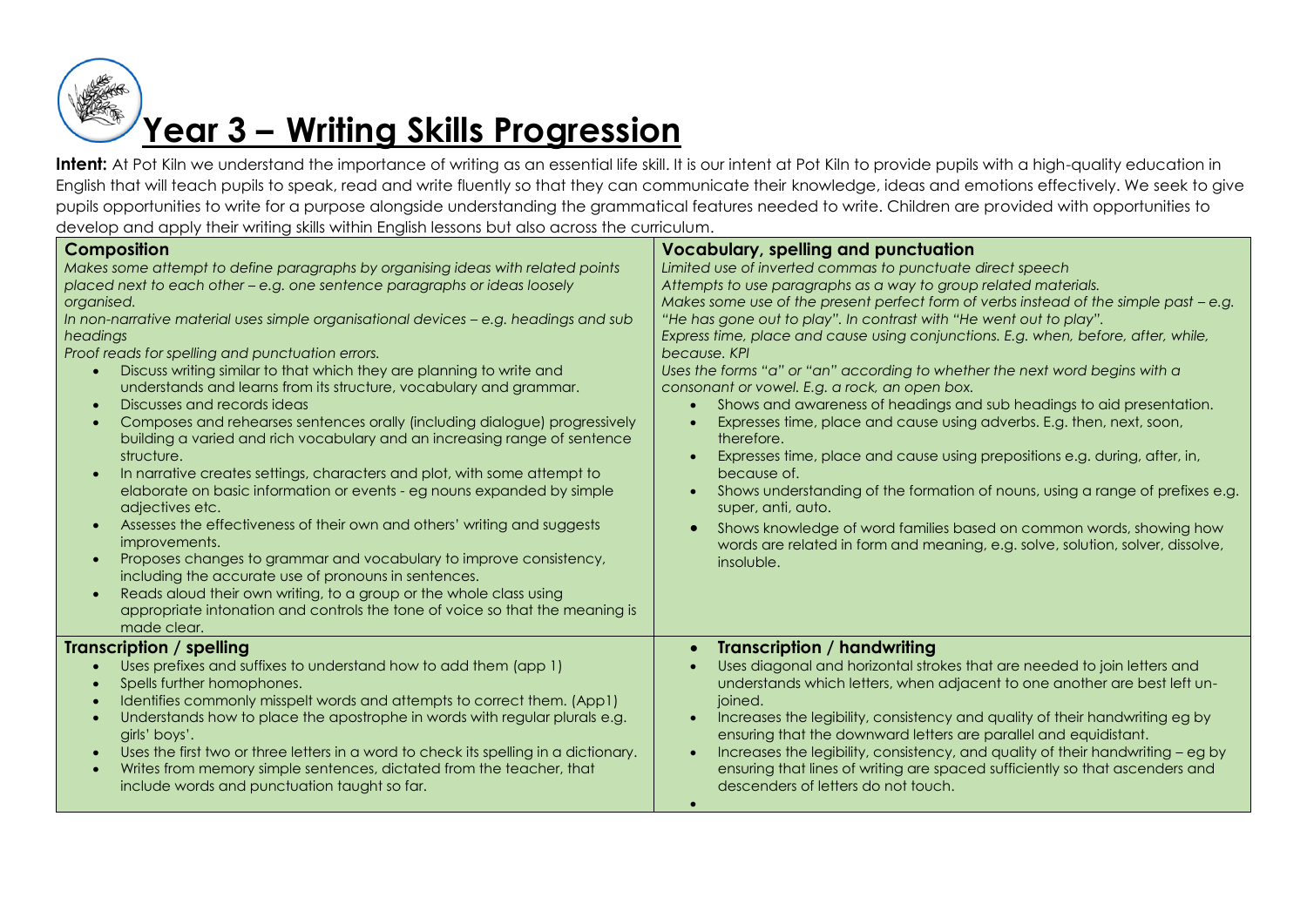# Year 3 – Writing Skills Progression

**Intent:** At Pot Kiln we understand the importance of writing as an essential life skill. It is our intent at Pot Kiln to provide pupils with a high-quality education in English that will teach pupils to speak, read and write fluently so that they can communicate their knowledge, ideas and emotions effectively. We seek to give pupils opportunities to write for a purpose alongside understanding the grammatical features needed to write. Children are provided with opportunities to develop and apply their writing skills within English lessons but also across the curriculum.

## Composition

*Makes some attempt to define paragraphs by organising ideas with related points placed next to each other – e.g. one sentence paragraphs or ideas loosely organised.*

*In non-narrative material uses simple organisational devices – e.g. headings and sub headings*

*Proof reads for spelling and punctuation errors.*

- Discuss writing similar to that which they are planning to write and understands and learns from its structure, vocabulary and grammar.
- Discusses and records ideas
- Composes and rehearses sentences orally (including dialogue) progressively building a varied and rich vocabulary and an increasing range of sentence structure.
- In narrative creates settings, characters and plot, with some attempt to elaborate on basic information or events - eg nouns expanded by simple adjectives etc.
- Assesses the effectiveness of their own and others' writing and suggests improvements.
- Proposes changes to grammar and vocabulary to improve consistency, including the accurate use of pronouns in sentences.
- Reads aloud their own writing, to a group or the whole class using appropriate intonation and controls the tone of voice so that the meaning is made clear.

## Vocabulary, spelling and punctuation

*Limited use of inverted commas to punctuate direct speech*

*Attempts to use paragraphs as a way to group related materials.*

*Makes some use of the present perfect form of verbs instead of the simple past – e.g. "He has gone out to play". In contrast with "He went out to play".*

*Express time, place and cause using conjunctions. E.g. when, before, after, while, because. KPI*

*Uses the forms "a" or "an" according to whether the next word begins with a consonant or vowel. E.g. a rock, an open box.*

- Shows and awareness of headings and sub headings to aid presentation.
- Expresses time, place and cause using adverbs. E.g. then, next, soon, therefore.
- Expresses time, place and cause using prepositions e.g. during, after, in, because of.
- Shows understanding of the formation of nouns, using a range of prefixes e.g. super, anti, auto.
- Shows knowledge of word families based on common words, showing how words are related in form and meaning, e.g. solve, solution, solver, dissolve, insoluble.

## Transcription / spelling

- Uses prefixes and suffixes to understand how to add them (app 1)
- Spells further homophones.
- Identifies commonly misspelt words and attempts to correct them. (App1)
- Understands how to place the apostrophe in words with regular plurals e.g. girls' boys'.
- Uses the first two or three letters in a word to check its spelling in a dictionary.
- Writes from memory simple sentences, dictated from the teacher, that include words and punctuation taught so far.

## Transcription / handwriting

- Uses diagonal and horizontal strokes that are needed to join letters and understands which letters, when adjacent to one another are best left un-joined.
- Increases the legibility, consistency and quality of their handwriting eg by ensuring that the downward letters are parallel and equidistant.
- Increases the legibility, consistency, and quality of their handwriting – eg by ensuring that lines of writing are spaced sufficiently so that ascenders and descenders of letters do not touch.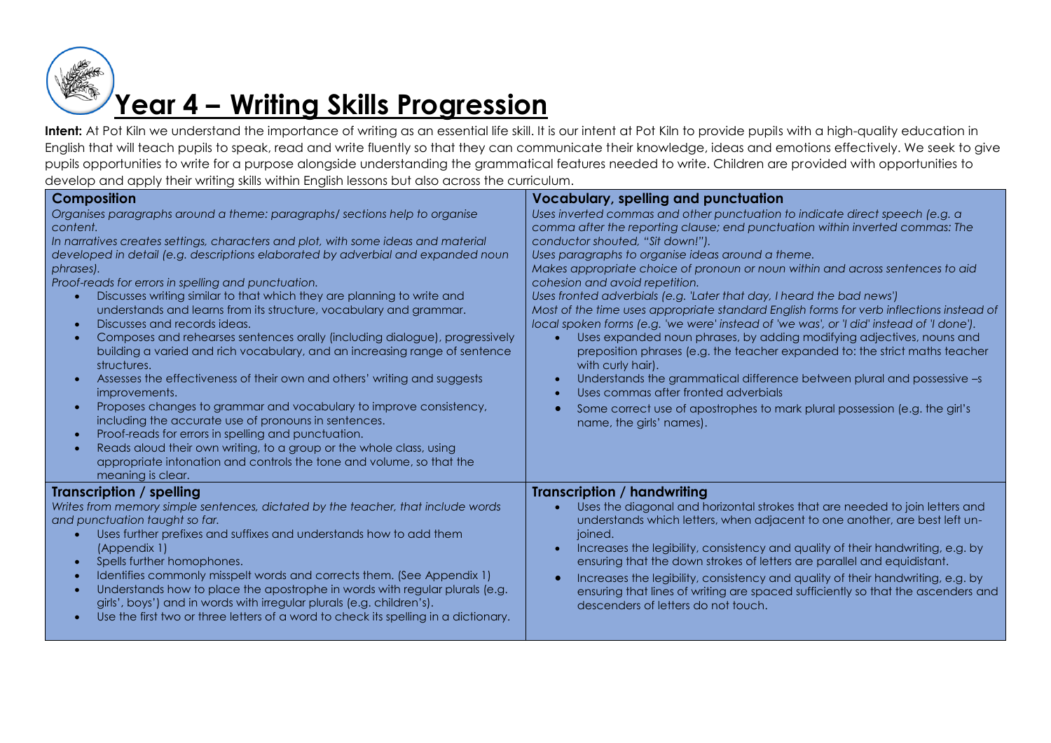# Year 4 – Writing Skills Progression

**Intent:** At Pot Kiln we understand the importance of writing as an essential life skill. It is our intent at Pot Kiln to provide pupils with a high-quality education in English that will teach pupils to speak, read and write fluently so that they can communicate their knowledge, ideas and emotions effectively. We seek to give pupils opportunities to write for a purpose alongside understanding the grammatical features needed to write. Children are provided with opportunities to develop and apply their writing skills within English lessons but also across the curriculum.

### Composition

*Organises paragraphs around a theme: paragraphs/ sections help to organise content.*
*In narratives creates settings, characters and plot, with some ideas and material developed in detail (e.g. descriptions elaborated by adverbial and expanded noun phrases).*
*Proof-reads for errors in spelling and punctuation.*

- Discusses writing similar to that which they are planning to write and understands and learns from its structure, vocabulary and grammar.
- Discusses and records ideas.
- Composes and rehearses sentences orally (including dialogue), progressively building a varied and rich vocabulary, and an increasing range of sentence structures.
- Assesses the effectiveness of their own and others' writing and suggests improvements.
- Proposes changes to grammar and vocabulary to improve consistency, including the accurate use of pronouns in sentences.
- Proof-reads for errors in spelling and punctuation.
- Reads aloud their own writing, to a group or the whole class, using appropriate intonation and controls the tone and volume, so that the meaning is clear.

### Vocabulary, spelling and punctuation

*Uses inverted commas and other punctuation to indicate direct speech (e.g. a comma after the reporting clause; end punctuation within inverted commas: The conductor shouted, "Sit down!").*
*Uses paragraphs to organise ideas around a theme.*
*Makes appropriate choice of pronoun or noun within and across sentences to aid cohesion and avoid repetition.*
*Uses fronted adverbials (e.g. 'Later that day, I heard the bad news')*
*Most of the time uses appropriate standard English forms for verb inflections instead of local spoken forms (e.g. 'we were' instead of 'we was', or 'I did' instead of 'I done').*

- Uses expanded noun phrases, by adding modifying adjectives, nouns and preposition phrases (e.g. the teacher expanded to: the strict maths teacher with curly hair).
- Understands the grammatical difference between plural and possessive –s
- Uses commas after fronted adverbials
- Some correct use of apostrophes to mark plural possession (e.g. the girl's name, the girls' names).

### Transcription / spelling

*Writes from memory simple sentences, dictated by the teacher, that include words and punctuation taught so far.*

- Uses further prefixes and suffixes and understands how to add them (Appendix 1)
- Spells further homophones.
- Identifies commonly misspelt words and corrects them. (See Appendix 1)
- Understands how to place the apostrophe in words with regular plurals (e.g. girls', boys') and in words with irregular plurals (e.g. children's).
- Use the first two or three letters of a word to check its spelling in a dictionary.

### Transcription / handwriting

- Uses the diagonal and horizontal strokes that are needed to join letters and understands which letters, when adjacent to one another, are best left un-joined.
- Increases the legibility, consistency and quality of their handwriting, e.g. by ensuring that the down strokes of letters are parallel and equidistant.
- Increases the legibility, consistency and quality of their handwriting, e.g. by ensuring that lines of writing are spaced sufficiently so that the ascenders and descenders of letters do not touch.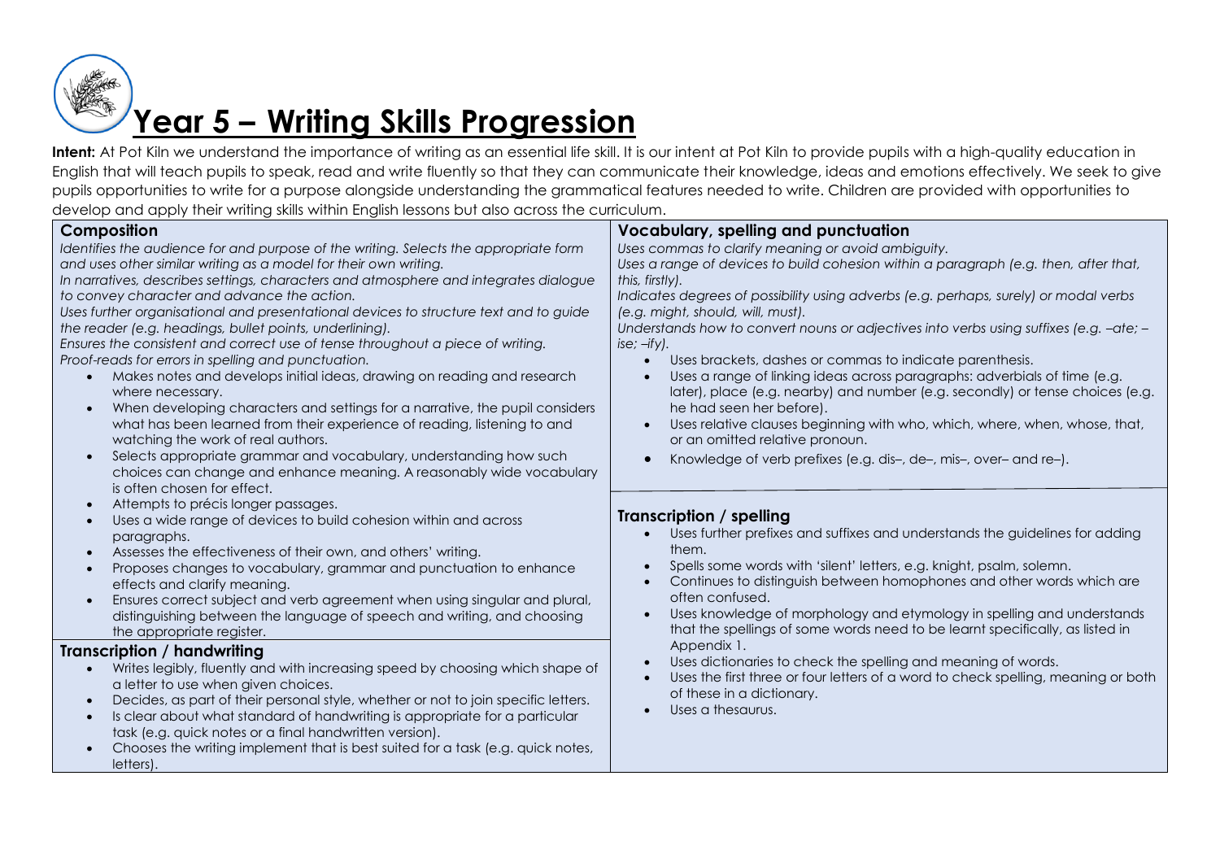# Year 5 – Writing Skills Progression

**Intent:** At Pot Kiln we understand the importance of writing as an essential life skill. It is our intent at Pot Kiln to provide pupils with a high-quality education in English that will teach pupils to speak, read and write fluently so that they can communicate their knowledge, ideas and emotions effectively. We seek to give pupils opportunities to write for a purpose alongside understanding the grammatical features needed to write. Children are provided with opportunities to develop and apply their writing skills within English lessons but also across the curriculum.

## Composition

*Identifies the audience for and purpose of the writing. Selects the appropriate form and uses other similar writing as a model for their own writing.*
*In narratives, describes settings, characters and atmosphere and integrates dialogue to convey character and advance the action.*
*Uses further organisational and presentational devices to structure text and to guide the reader (e.g. headings, bullet points, underlining).*
*Ensures the consistent and correct use of tense throughout a piece of writing.*
*Proof-reads for errors in spelling and punctuation.*

- Makes notes and develops initial ideas, drawing on reading and research where necessary.
- When developing characters and settings for a narrative, the pupil considers what has been learned from their experience of reading, listening to and watching the work of real authors.
- Selects appropriate grammar and vocabulary, understanding how such choices can change and enhance meaning. A reasonably wide vocabulary is often chosen for effect.
- Attempts to précis longer passages.
- Uses a wide range of devices to build cohesion within and across paragraphs.
- Assesses the effectiveness of their own, and others' writing.
- Proposes changes to vocabulary, grammar and punctuation to enhance effects and clarify meaning.
- Ensures correct subject and verb agreement when using singular and plural, distinguishing between the language of speech and writing, and choosing the appropriate register.

## Transcription / handwriting

- Writes legibly, fluently and with increasing speed by choosing which shape of a letter to use when given choices.
- Decides, as part of their personal style, whether or not to join specific letters.
- Is clear about what standard of handwriting is appropriate for a particular task (e.g. quick notes or a final handwritten version).
- Chooses the writing implement that is best suited for a task (e.g. quick notes, letters).

## Vocabulary, spelling and punctuation

*Uses commas to clarify meaning or avoid ambiguity.*
*Uses a range of devices to build cohesion within a paragraph (e.g. then, after that, this, firstly).*
*Indicates degrees of possibility using adverbs (e.g. perhaps, surely) or modal verbs (e.g. might, should, will, must).*
*Understands how to convert nouns or adjectives into verbs using suffixes (e.g. –ate; –ise; –ify).*

- Uses brackets, dashes or commas to indicate parenthesis.
- Uses a range of linking ideas across paragraphs: adverbials of time (e.g. later), place (e.g. nearby) and number (e.g. secondly) or tense choices (e.g. he had seen her before).
- Uses relative clauses beginning with who, which, where, when, whose, that, or an omitted relative pronoun.
- Knowledge of verb prefixes (e.g. dis–, de–, mis–, over– and re–).

## Transcription / spelling

- Uses further prefixes and suffixes and understands the guidelines for adding them.
- Spells some words with 'silent' letters, e.g. knight, psalm, solemn.
- Continues to distinguish between homophones and other words which are often confused.
- Uses knowledge of morphology and etymology in spelling and understands that the spellings of some words need to be learnt specifically, as listed in Appendix 1.
- Uses dictionaries to check the spelling and meaning of words.
- Uses the first three or four letters of a word to check spelling, meaning or both of these in a dictionary.
- Uses a thesaurus.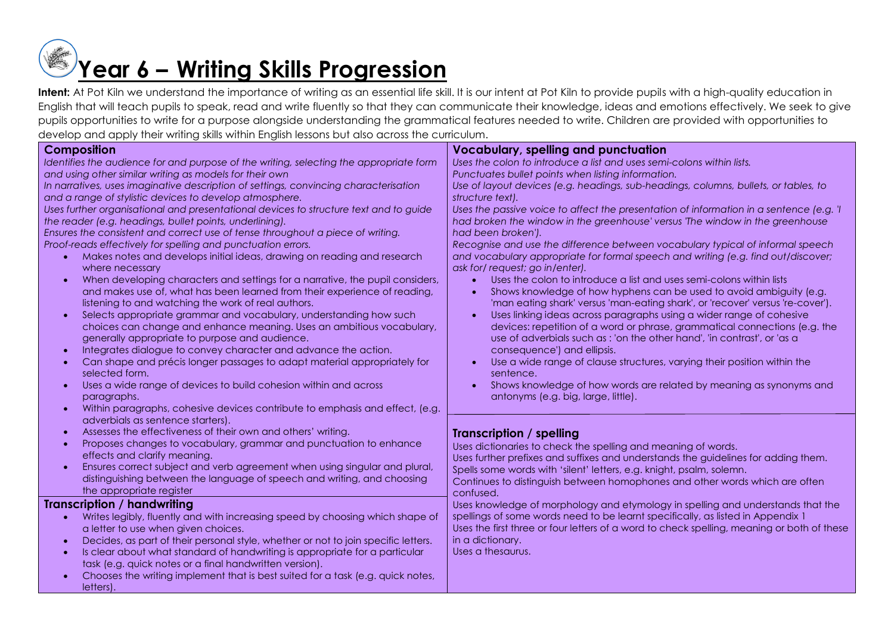# Year 6 – Writing Skills Progression

**Intent:** At Pot Kiln we understand the importance of writing as an essential life skill. It is our intent at Pot Kiln to provide pupils with a high-quality education in English that will teach pupils to speak, read and write fluently so that they can communicate their knowledge, ideas and emotions effectively. We seek to give pupils opportunities to write for a purpose alongside understanding the grammatical features needed to write. Children are provided with opportunities to develop and apply their writing skills within English lessons but also across the curriculum.

## Composition

*Identifies the audience for and purpose of the writing, selecting the appropriate form and using other similar writing as models for their own*
*In narratives, uses imaginative description of settings, convincing characterisation and a range of stylistic devices to develop atmosphere.*
*Uses further organisational and presentational devices to structure text and to guide the reader (e.g. headings, bullet points, underlining).*
*Ensures the consistent and correct use of tense throughout a piece of writing.*
*Proof-reads effectively for spelling and punctuation errors.*

- Makes notes and develops initial ideas, drawing on reading and research where necessary
- When developing characters and settings for a narrative, the pupil considers, and makes use of, what has been learned from their experience of reading, listening to and watching the work of real authors.
- Selects appropriate grammar and vocabulary, understanding how such choices can change and enhance meaning. Uses an ambitious vocabulary, generally appropriate to purpose and audience.
- Integrates dialogue to convey character and advance the action.
- Can shape and précis longer passages to adapt material appropriately for selected form.
- Uses a wide range of devices to build cohesion within and across paragraphs.
- Within paragraphs, cohesive devices contribute to emphasis and effect, (e.g. adverbials as sentence starters).
- Assesses the effectiveness of their own and others' writing.
- Proposes changes to vocabulary, grammar and punctuation to enhance effects and clarify meaning.
- Ensures correct subject and verb agreement when using singular and plural, distinguishing between the language of speech and writing, and choosing the appropriate register

## Transcription / handwriting

- Writes legibly, fluently and with increasing speed by choosing which shape of a letter to use when given choices.
- Decides, as part of their personal style, whether or not to join specific letters.
- Is clear about what standard of handwriting is appropriate for a particular task (e.g. quick notes or a final handwritten version).
- Chooses the writing implement that is best suited for a task (e.g. quick notes, letters).

## Vocabulary, spelling and punctuation

*Uses the colon to introduce a list and uses semi-colons within lists.*
*Punctuates bullet points when listing information.*
*Use of layout devices (e.g. headings, sub-headings, columns, bullets, or tables, to structure text).*
*Uses the passive voice to affect the presentation of information in a sentence (e.g. 'I had broken the window in the greenhouse' versus 'The window in the greenhouse had been broken').*
*Recognise and use the difference between vocabulary typical of informal speech and vocabulary appropriate for formal speech and writing (e.g. find out/discover; ask for/ request; go in/enter).*

- Uses the colon to introduce a list and uses semi-colons within lists
- Shows knowledge of how hyphens can be used to avoid ambiguity (e.g. 'man eating shark' versus 'man-eating shark', or 'recover' versus 're-cover').
- Uses linking ideas across paragraphs using a wider range of cohesive devices: repetition of a word or phrase, grammatical connections (e.g. the use of adverbials such as : 'on the other hand', 'in contrast', or 'as a consequence') and ellipsis.
- Use a wide range of clause structures, varying their position within the sentence.
- Shows knowledge of how words are related by meaning as synonyms and antonyms (e.g. big, large, little).

## Transcription / spelling

Uses dictionaries to check the spelling and meaning of words.
Uses further prefixes and suffixes and understands the guidelines for adding them.
Spells some words with 'silent' letters, e.g. knight, psalm, solemn.
Continues to distinguish between homophones and other words which are often confused.
Uses knowledge of morphology and etymology in spelling and understands that the spellings of some words need to be learnt specifically, as listed in Appendix 1
Uses the first three or four letters of a word to check spelling, meaning or both of these in a dictionary.
Uses a thesaurus.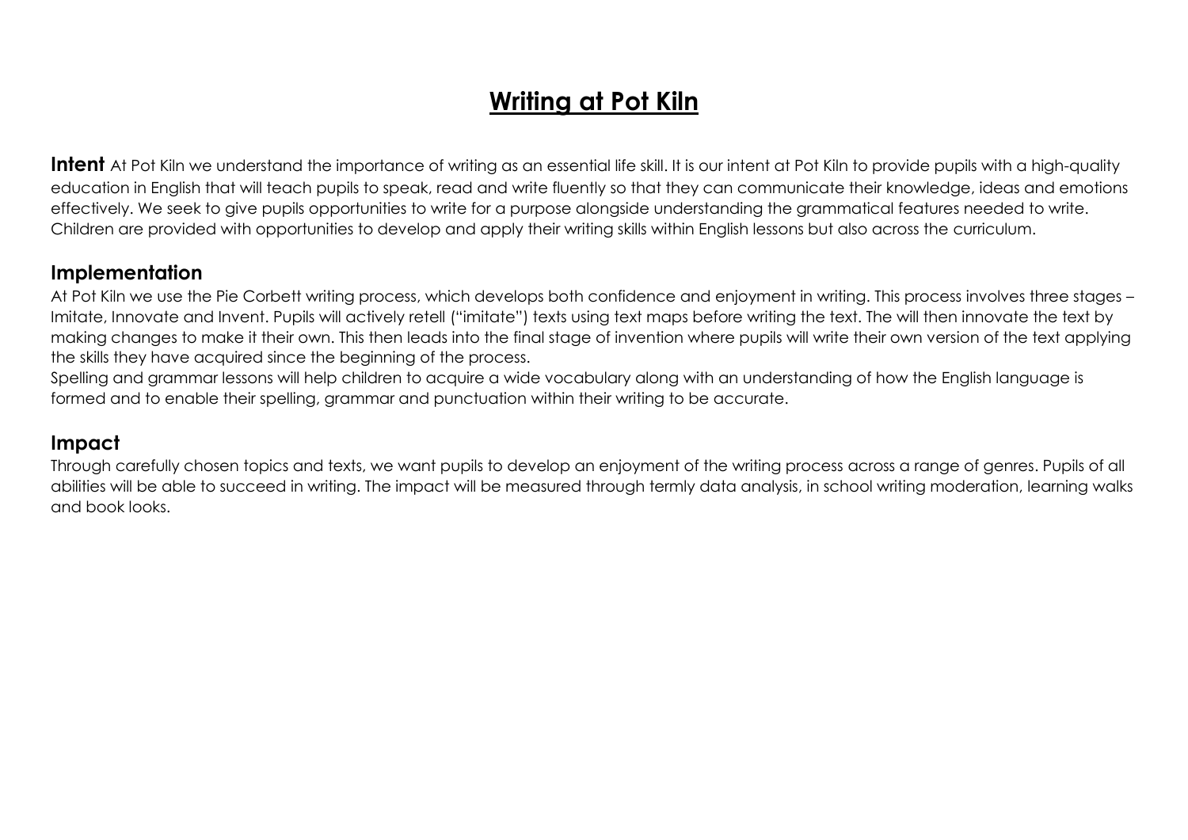# Writing at Pot Kiln

**Intent** At Pot Kiln we understand the importance of writing as an essential life skill. It is our intent at Pot Kiln to provide pupils with a high-quality education in English that will teach pupils to speak, read and write fluently so that they can communicate their knowledge, ideas and emotions effectively. We seek to give pupils opportunities to write for a purpose alongside understanding the grammatical features needed to write. Children are provided with opportunities to develop and apply their writing skills within English lessons but also across the curriculum.

## Implementation

At Pot Kiln we use the Pie Corbett writing process, which develops both confidence and enjoyment in writing. This process involves three stages – Imitate, Innovate and Invent. Pupils will actively retell ("imitate") texts using text maps before writing the text. The will then innovate the text by making changes to make it their own. This then leads into the final stage of invention where pupils will write their own version of the text applying the skills they have acquired since the beginning of the process.

Spelling and grammar lessons will help children to acquire a wide vocabulary along with an understanding of how the English language is formed and to enable their spelling, grammar and punctuation within their writing to be accurate.

## Impact

Through carefully chosen topics and texts, we want pupils to develop an enjoyment of the writing process across a range of genres. Pupils of all abilities will be able to succeed in writing. The impact will be measured through termly data analysis, in school writing moderation, learning walks and book looks.